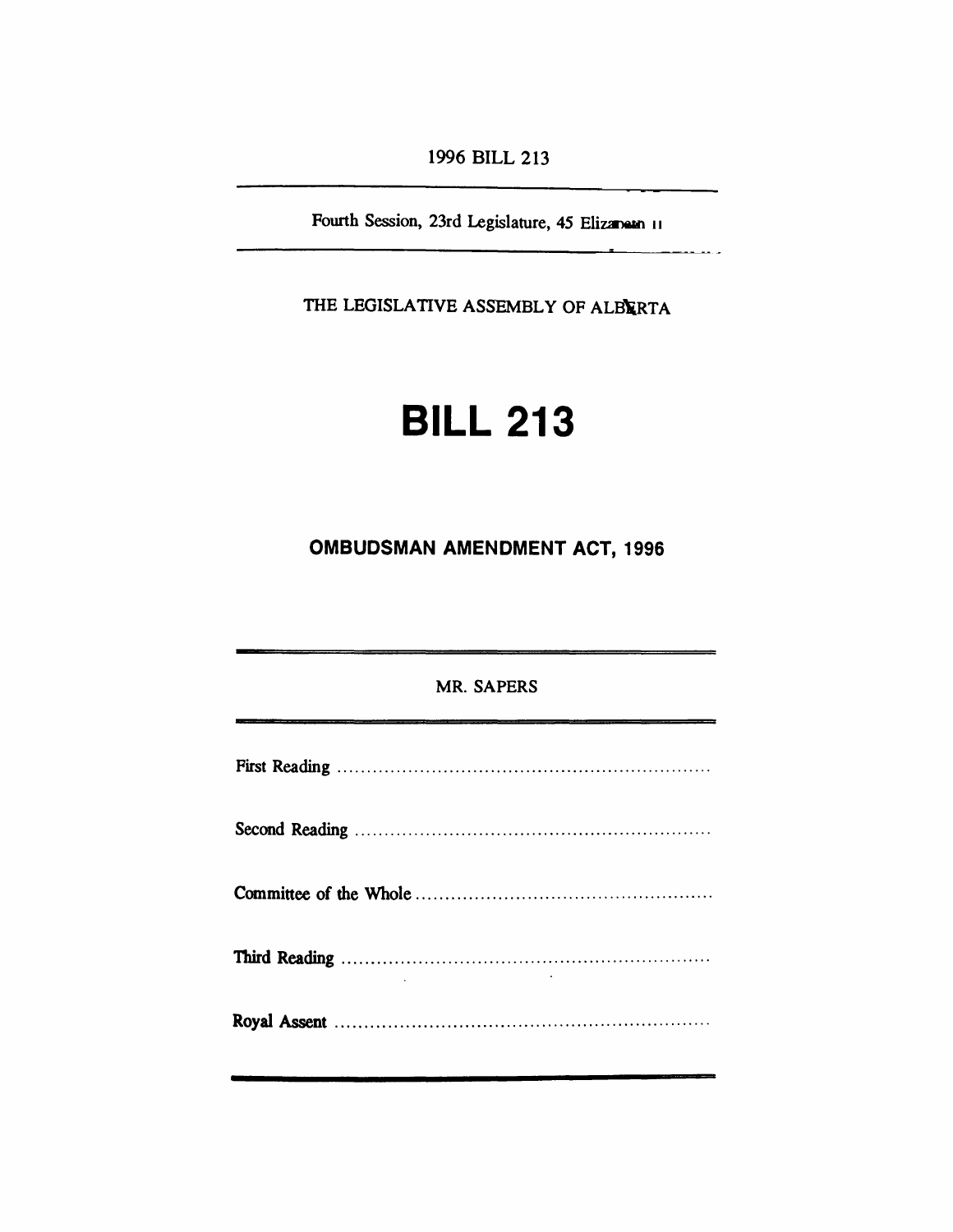1996 BILL 213

Fourth Session, 23rd Legislature, 45 Elizabeth II

THE LEGISLATIVE ASSEMBLY OF ALBERTA

# BILL 213

## OMBUDSMAN AMENDMENT ACT, 1996

MR. SAPERS

First Reading ................................................................

Second Reading ............................................................

Committee of the Whole .................................................

Third Reading ...............................................................

Royal Assent ................................................................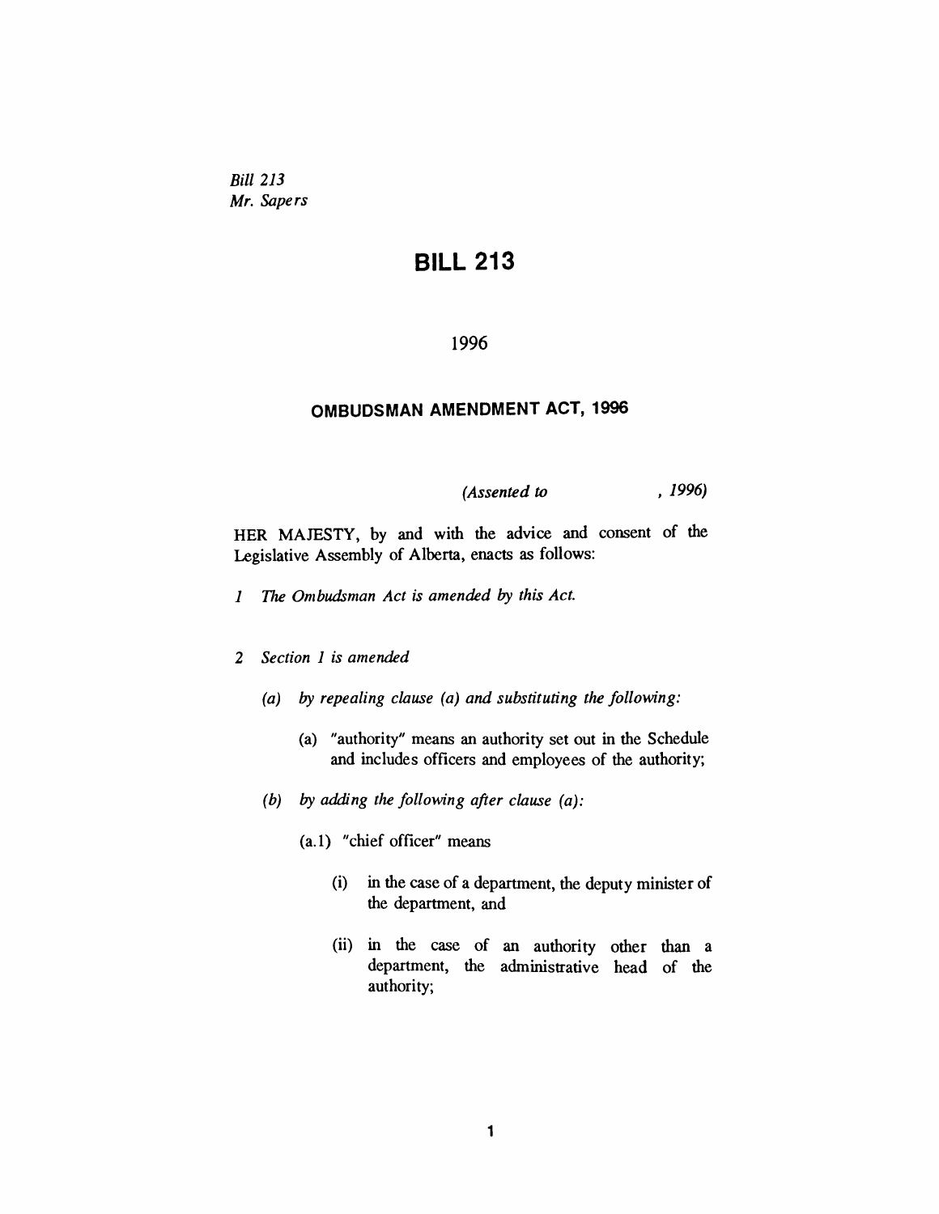*Bill 213*
*Mr. Sapers*

# BILL 213

1996

## OMBUDSMAN AMENDMENT ACT, 1996

*(Assented to , 1996)*

HER MAJESTY, by and with the advice and consent of the Legislative Assembly of Alberta, enacts as follows:

*1 The Ombudsman Act is amended by this Act.*

*2 Section 1 is amended*

*(a) by repealing clause (a) and substituting the following:*

(a) "authority" means an authority set out in the Schedule and includes officers and employees of the authority;

*(b) by adding the following after clause (a):*

(a.1) "chief officer" means

(i) in the case of a department, the deputy minister of the department, and

(ii) in the case of an authority other than a department, the administrative head of the authority;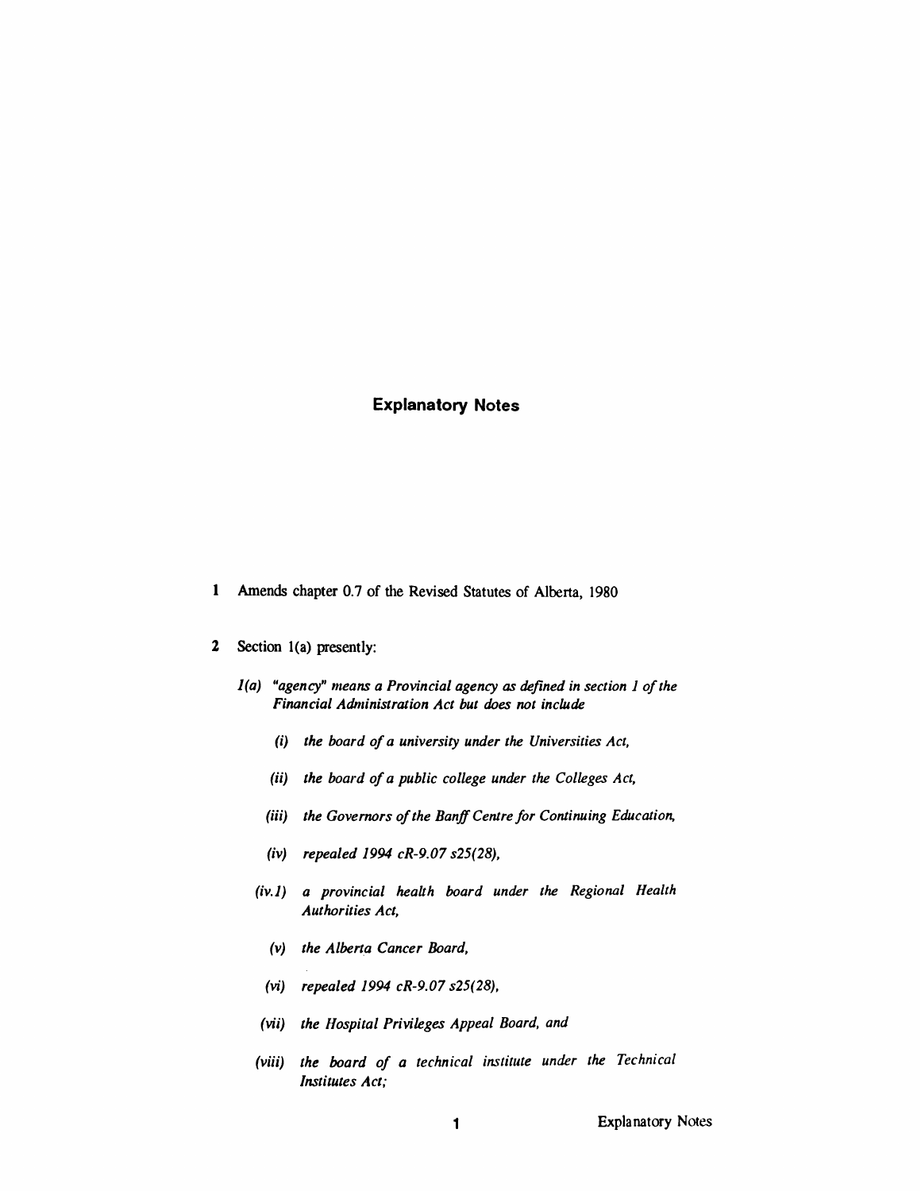## Explanatory Notes

1 Amends chapter 0.7 of the Revised Statutes of Alberta, 1980

2 Section 1(a) presently:

*1(a) "agency" means a Provincial agency as defined in section 1 of the Financial Administration Act but does not include*

*(i) the board of a university under the Universities Act,*

*(ii) the board of a public college under the Colleges Act,*

*(iii) the Governors of the Banff Centre for Continuing Education,*

*(iv) repealed 1994 cR-9.07 s25(28),*

*(iv.1) a provincial health board under the Regional Health Authorities Act,*

*(v) the Alberta Cancer Board,*

*(vi) repealed 1994 cR-9.07 s25(28),*

*(vii) the Hospital Privileges Appeal Board, and*

*(viii) the board of a technical institute under the Technical Institutes Act;*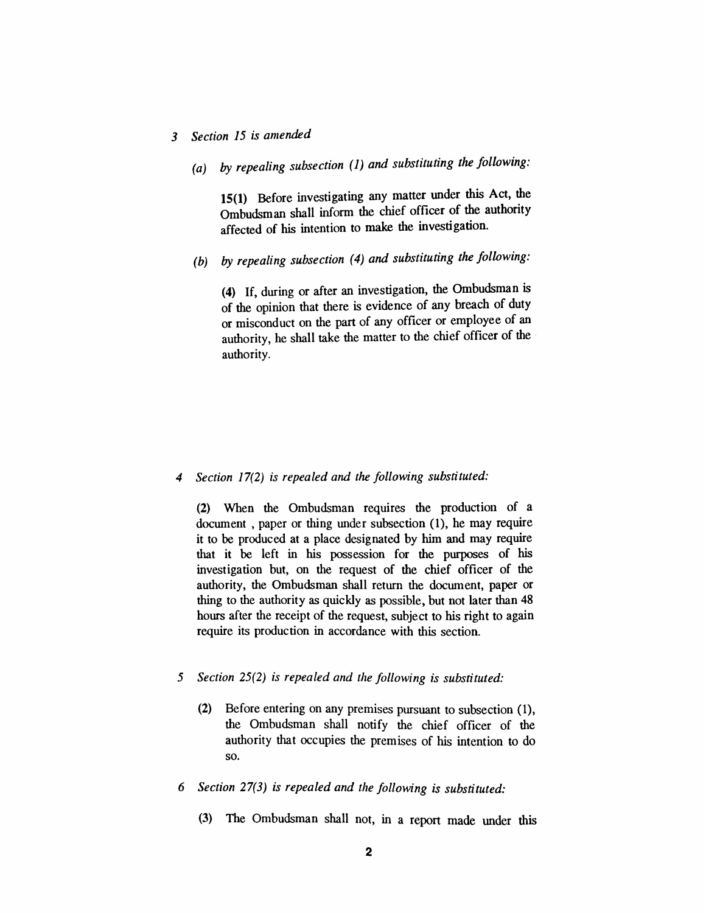*3 Section 15 is amended*

*(a) by repealing subsection (1) and substituting the following:*

**15(1)** Before investigating any matter under this Act, the Ombudsman shall inform the chief officer of the authority affected of his intention to make the investigation.

*(b) by repealing subsection (4) and substituting the following:*

**(4)** If, during or after an investigation, the Ombudsman is of the opinion that there is evidence of any breach of duty or misconduct on the part of any officer or employee of an authority, he shall take the matter to the chief officer of the authority.

*4 Section 17(2) is repealed and the following substituted:*

**(2)** When the Ombudsman requires the production of a document , paper or thing under subsection (1), he may require it to be produced at a place designated by him and may require that it be left in his possession for the purposes of his investigation but, on the request of the chief officer of the authority, the Ombudsman shall return the document, paper or thing to the authority as quickly as possible, but not later than 48 hours after the receipt of the request, subject to his right to again require its production in accordance with this section.

*5 Section 25(2) is repealed and the following is substituted:*

**(2)** Before entering on any premises pursuant to subsection (1), the Ombudsman shall notify the chief officer of the authority that occupies the premises of his intention to do so.

*6 Section 27(3) is repealed and the following is substituted:*

**(3)** The Ombudsman shall not, in a report made under this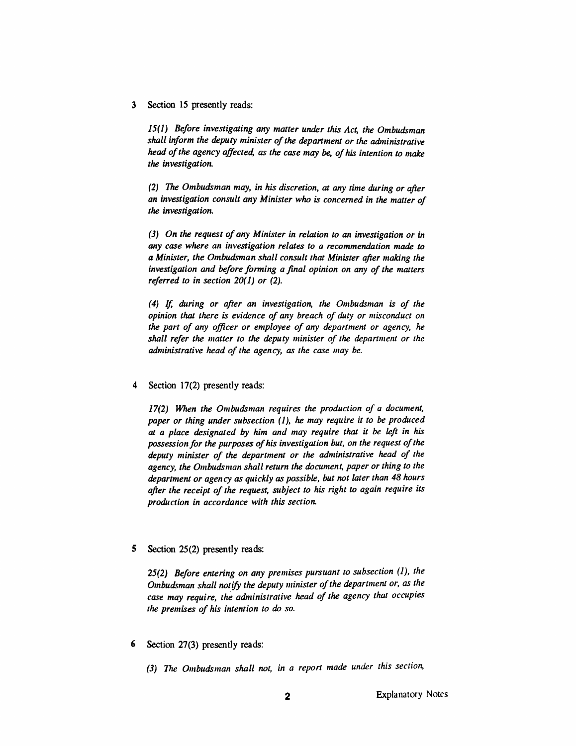3 Section 15 presently reads:

*15(1) Before investigating any matter under this Act, the Ombudsman shall inform the deputy minister of the department or the administrative head of the agency affected, as the case may be, of his intention to make the investigation.*

*(2) The Ombudsman may, in his discretion, at any time during or after an investigation consult any Minister who is concerned in the matter of the investigation.*

*(3) On the request of any Minister in relation to an investigation or in any case where an investigation relates to a recommendation made to a Minister, the Ombudsman shall consult that Minister after making the investigation and before forming a final opinion on any of the matters referred to in section 20(1) or (2).*

*(4) If, during or after an investigation, the Ombudsman is of the opinion that there is evidence of any breach of duty or misconduct on the part of any officer or employee of any department or agency, he shall refer the matter to the deputy minister of the department or the administrative head of the agency, as the case may be.*

4 Section 17(2) presently reads:

*17(2) When the Ombudsman requires the production of a document, paper or thing under subsection (1), he may require it to be produced at a place designated by him and may require that it be left in his possession for the purposes of his investigation but, on the request of the deputy minister of the department or the administrative head of the agency, the Ombudsman shall return the document, paper or thing to the department or agency as quickly as possible, but not later than 48 hours after the receipt of the request, subject to his right to again require its production in accordance with this section.*

5 Section 25(2) presently reads:

*25(2) Before entering on any premises pursuant to subsection (1), the Ombudsman shall notify the deputy minister of the department or, as the case may require, the administrative head of the agency that occupies the premises of his intention to do so.*

6 Section 27(3) presently reads:

*(3) The Ombudsman shall not, in a report made under this section,*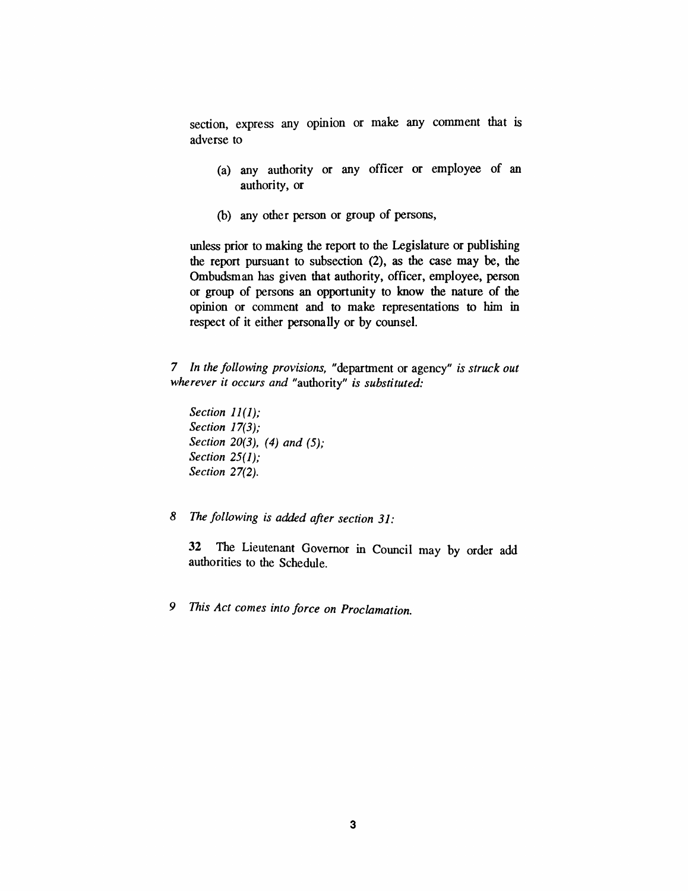section, express any opinion or make any comment that is adverse to

(a) any authority or any officer or employee of an authority, or

(b) any other person or group of persons,

unless prior to making the report to the Legislature or publishing the report pursuant to subsection (2), as the case may be, the Ombudsman has given that authority, officer, employee, person or group of persons an opportunity to know the nature of the opinion or comment and to make representations to him in respect of it either personally or by counsel.

7 *In the following provisions,* "department or agency" *is struck out wherever it occurs and* "authority" *is substituted:*

*Section 11(1);*
*Section 17(3);*
*Section 20(3), (4) and (5);*
*Section 25(1);*
*Section 27(2).*

8 *The following is added after section 31:*

**32** The Lieutenant Governor in Council may by order add authorities to the Schedule.

9 *This Act comes into force on Proclamation.*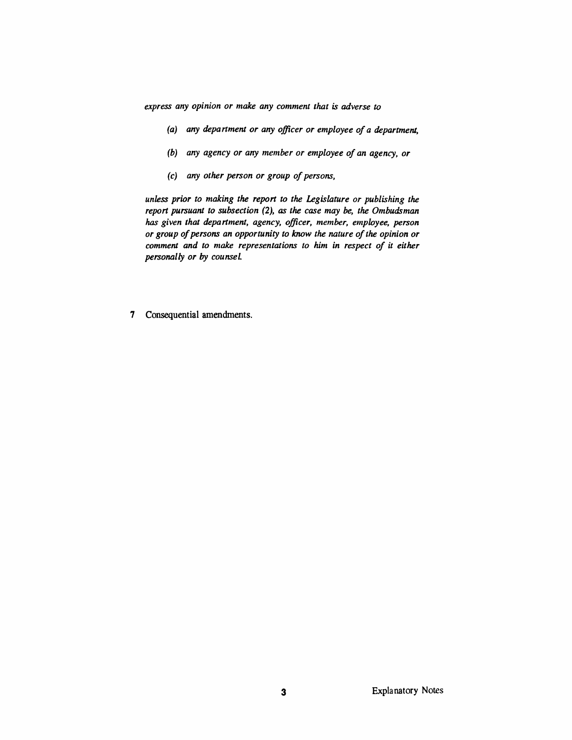*express any opinion or make any comment that is adverse to*

- *(a) any department or any officer or employee of a department,*
- *(b) any agency or any member or employee of an agency, or*
- *(c) any other person or group of persons,*

*unless prior to making the report to the Legislature or publishing the report pursuant to subsection (2), as the case may be, the Ombudsman has given that department, agency, officer, member, employee, person or group of persons an opportunity to know the nature of the opinion or comment and to make representations to him in respect of it either personally or by counsel.*

**7** Consequential amendments.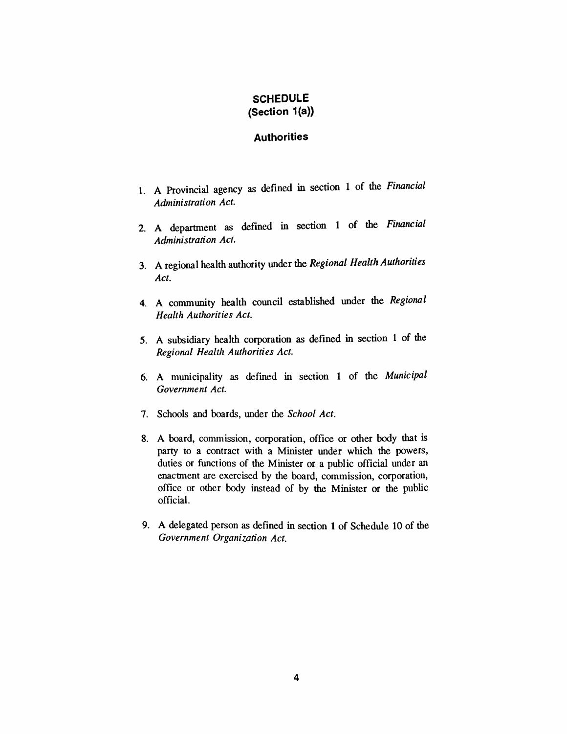## SCHEDULE
## (Section 1(a))

### Authorities

1. A Provincial agency as defined in section 1 of the *Financial Administration Act.*

2. A department as defined in section 1 of the *Financial Administration Act.*

3. A regional health authority under the *Regional Health Authorities Act.*

4. A community health council established under the *Regional Health Authorities Act.*

5. A subsidiary health corporation as defined in section 1 of the *Regional Health Authorities Act.*

6. A municipality as defined in section 1 of the *Municipal Government Act.*

7. Schools and boards, under the *School Act.*

8. A board, commission, corporation, office or other body that is party to a contract with a Minister under which the powers, duties or functions of the Minister or a public official under an enactment are exercised by the board, commission, corporation, office or other body instead of by the Minister or the public official.

9. A delegated person as defined in section 1 of Schedule 10 of the *Government Organization Act.*